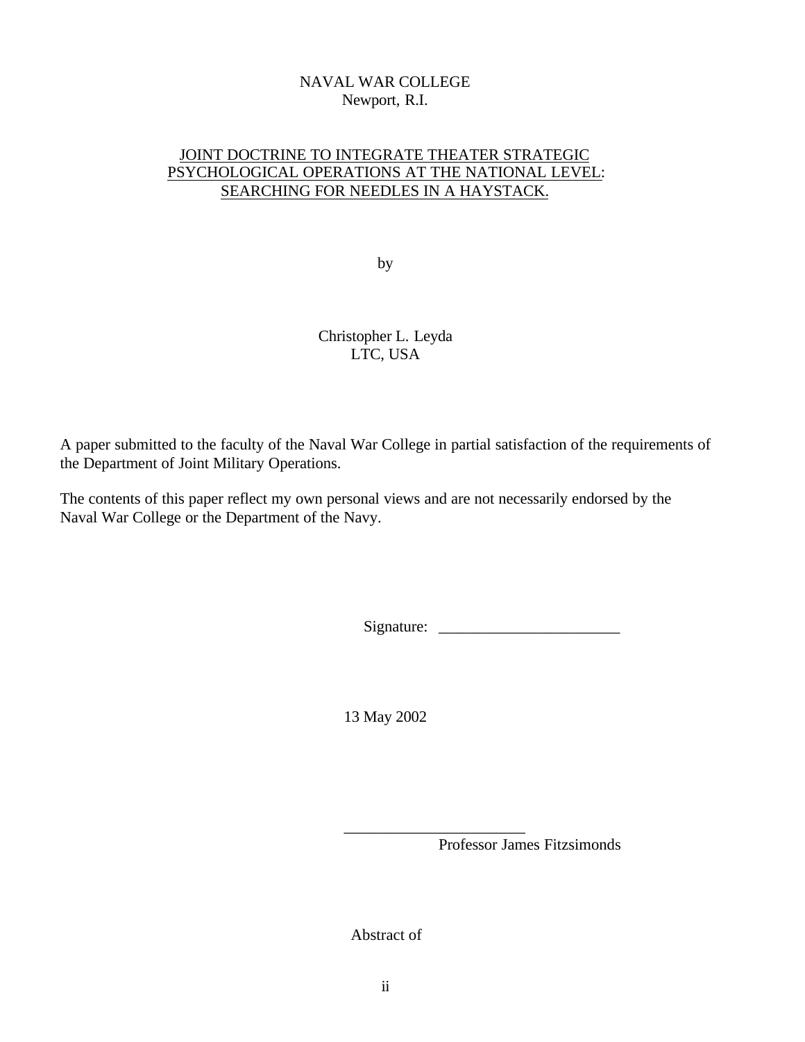NAVAL WAR COLLEGE
Newport, R.I.

# JOINT DOCTRINE TO INTEGRATE THEATER STRATEGIC PSYCHOLOGICAL OPERATIONS AT THE NATIONAL LEVEL: SEARCHING FOR NEEDLES IN A HAYSTACK.

by

Christopher L. Leyda
LTC, USA

A paper submitted to the faculty of the Naval War College in partial satisfaction of the requirements of the Department of Joint Military Operations.

The contents of this paper reflect my own personal views and are not necessarily endorsed by the Naval War College or the Department of the Navy.

Signature: _______________________

13 May 2002

_______________________
Professor James Fitzsimonds

Abstract of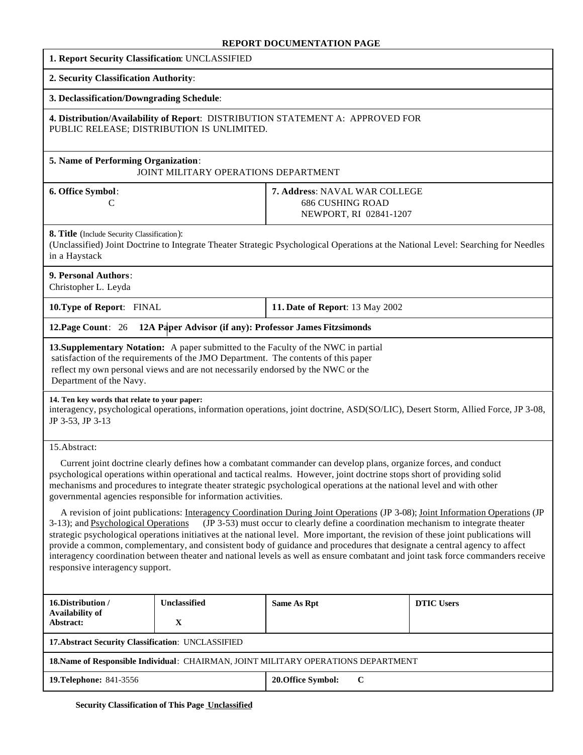# REPORT DOCUMENTATION PAGE

**1. Report Security Classification**: UNCLASSIFIED

**2. Security Classification Authority**:

**3. Declassification/Downgrading Schedule**:

**4. Distribution/Availability of Report**: DISTRIBUTION STATEMENT A: APPROVED FOR PUBLIC RELEASE; DISTRIBUTION IS UNLIMITED.

**5. Name of Performing Organization**:
JOINT MILITARY OPERATIONS DEPARTMENT

| **6. Office Symbol**: C | **7. Address**: NAVAL WAR COLLEGE 686 CUSHING ROAD NEWPORT, RI 02841-1207 |
|---|---|

**8. Title** (Include Security Classification):
(Unclassified) Joint Doctrine to Integrate Theater Strategic Psychological Operations at the National Level: Searching for Needles in a Haystack

**9. Personal Authors**:
Christopher L. Leyda

| **10.Type of Report**: FINAL | **11. Date of Report**: 13 May 2002 |
|---|---|

**12.Page Count**: 26 **12A Paper Advisor (if any): Professor James Fitzsimonds**

**13.Supplementary Notation:** A paper submitted to the Faculty of the NWC in partial satisfaction of the requirements of the JMO Department. The contents of this paper reflect my own personal views and are not necessarily endorsed by the NWC or the Department of the Navy.

**14. Ten key words that relate to your paper:**
interagency, psychological operations, information operations, joint doctrine, ASD(SO/LIC), Desert Storm, Allied Force, JP 3-08, JP 3-53, JP 3-13

15.Abstract:

Current joint doctrine clearly defines how a combatant commander can develop plans, organize forces, and conduct psychological operations within operational and tactical realms. However, joint doctrine stops short of providing solid mechanisms and procedures to integrate theater strategic psychological operations at the national level and with other governmental agencies responsible for information activities.

A revision of joint publications: Interagency Coordination During Joint Operations (JP 3-08); Joint Information Operations (JP 3-13); and Psychological Operations (JP 3-53) must occur to clearly define a coordination mechanism to integrate theater strategic psychological operations initiatives at the national level. More important, the revision of these joint publications will provide a common, complementary, and consistent body of guidance and procedures that designate a central agency to affect interagency coordination between theater and national levels as well as ensure combatant and joint task force commanders receive responsive interagency support.

| **16.Distribution / Availability of Abstract:** | **Unclassified** | **Same As Rpt** | **DTIC Users** |
|---|---|---|---|
| | **X** | | |

**17.Abstract Security Classification**: UNCLASSIFIED

**18.Name of Responsible Individual**: CHAIRMAN, JOINT MILITARY OPERATIONS DEPARTMENT

| **19.Telephone:** 841-3556 | **20.Office Symbol:** C |
|---|---|

**Security Classification of This Page Unclassified**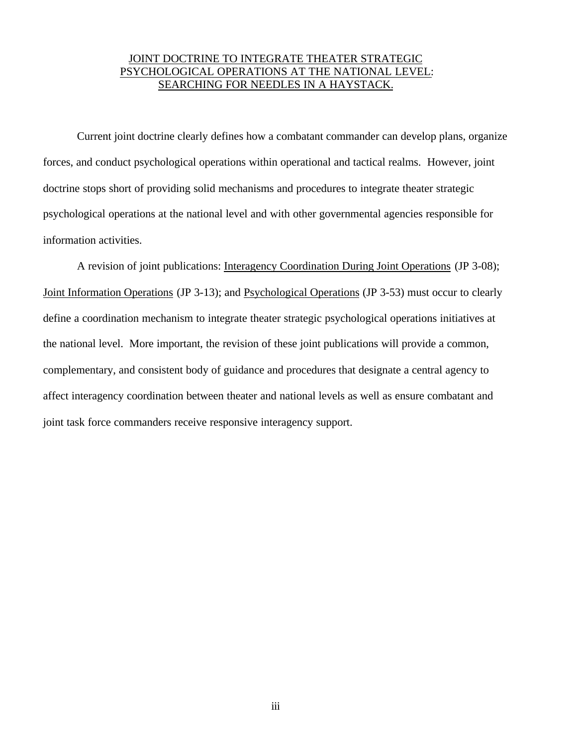JOINT DOCTRINE TO INTEGRATE THEATER STRATEGIC PSYCHOLOGICAL OPERATIONS AT THE NATIONAL LEVEL: SEARCHING FOR NEEDLES IN A HAYSTACK.

Current joint doctrine clearly defines how a combatant commander can develop plans, organize forces, and conduct psychological operations within operational and tactical realms. However, joint doctrine stops short of providing solid mechanisms and procedures to integrate theater strategic psychological operations at the national level and with other governmental agencies responsible for information activities.

A revision of joint publications: Interagency Coordination During Joint Operations (JP 3-08); Joint Information Operations (JP 3-13); and Psychological Operations (JP 3-53) must occur to clearly define a coordination mechanism to integrate theater strategic psychological operations initiatives at the national level. More important, the revision of these joint publications will provide a common, complementary, and consistent body of guidance and procedures that designate a central agency to affect interagency coordination between theater and national levels as well as ensure combatant and joint task force commanders receive responsive interagency support.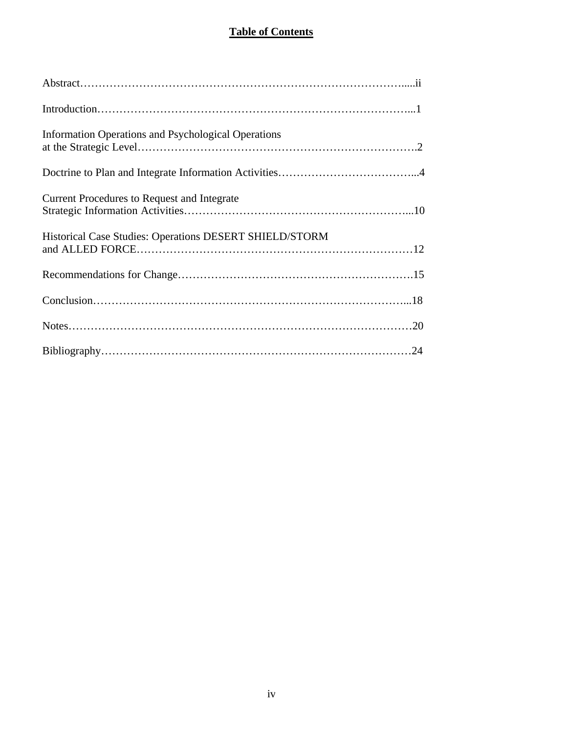# Table of Contents

Abstract…………………………………………………………………………….....ii

Introduction………………………………………………………………………...1

Information Operations and Psychological Operations
at the Strategic Level……………………………………………………………….2

Doctrine to Plan and Integrate Information Activities………………………………...4

Current Procedures to Request and Integrate
Strategic Information Activities…………………………………………………....10

Historical Case Studies: Operations DESERT SHIELD/STORM
and ALLED FORCE………………………………………………………………12

Recommendations for Change…………………………………………………….15

Conclusion…………………………………………………………………………...18

Notes………………………………………………………………………………20

Bibliography………………………………………………………………………24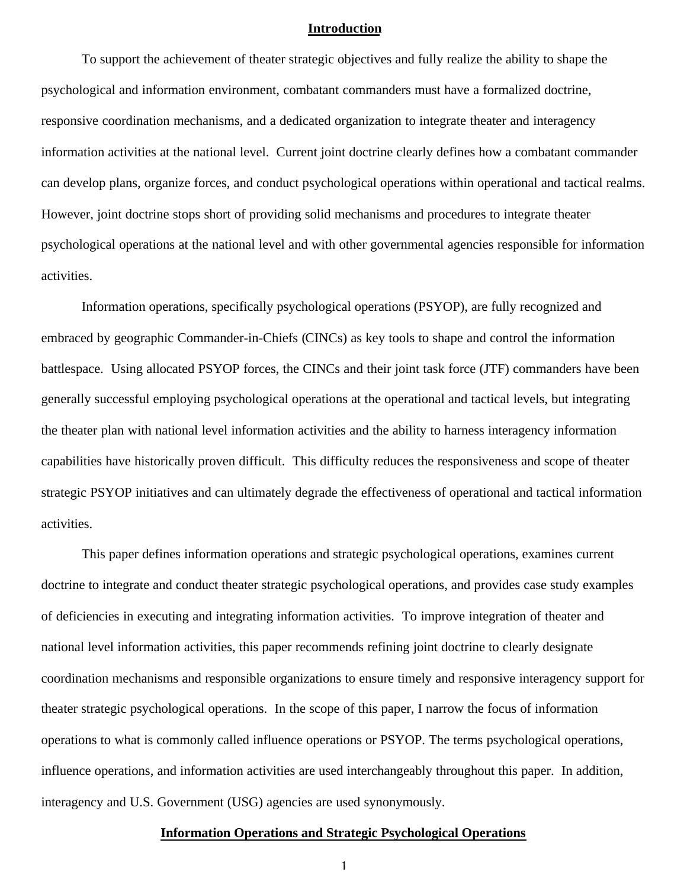## Introduction

To support the achievement of theater strategic objectives and fully realize the ability to shape the psychological and information environment, combatant commanders must have a formalized doctrine, responsive coordination mechanisms, and a dedicated organization to integrate theater and interagency information activities at the national level. Current joint doctrine clearly defines how a combatant commander can develop plans, organize forces, and conduct psychological operations within operational and tactical realms. However, joint doctrine stops short of providing solid mechanisms and procedures to integrate theater psychological operations at the national level and with other governmental agencies responsible for information activities.

Information operations, specifically psychological operations (PSYOP), are fully recognized and embraced by geographic Commander-in-Chiefs (CINCs) as key tools to shape and control the information battlespace. Using allocated PSYOP forces, the CINCs and their joint task force (JTF) commanders have been generally successful employing psychological operations at the operational and tactical levels, but integrating the theater plan with national level information activities and the ability to harness interagency information capabilities have historically proven difficult. This difficulty reduces the responsiveness and scope of theater strategic PSYOP initiatives and can ultimately degrade the effectiveness of operational and tactical information activities.

This paper defines information operations and strategic psychological operations, examines current doctrine to integrate and conduct theater strategic psychological operations, and provides case study examples of deficiencies in executing and integrating information activities. To improve integration of theater and national level information activities, this paper recommends refining joint doctrine to clearly designate coordination mechanisms and responsible organizations to ensure timely and responsive interagency support for theater strategic psychological operations. In the scope of this paper, I narrow the focus of information operations to what is commonly called influence operations or PSYOP. The terms psychological operations, influence operations, and information activities are used interchangeably throughout this paper. In addition, interagency and U.S. Government (USG) agencies are used synonymously.

## Information Operations and Strategic Psychological Operations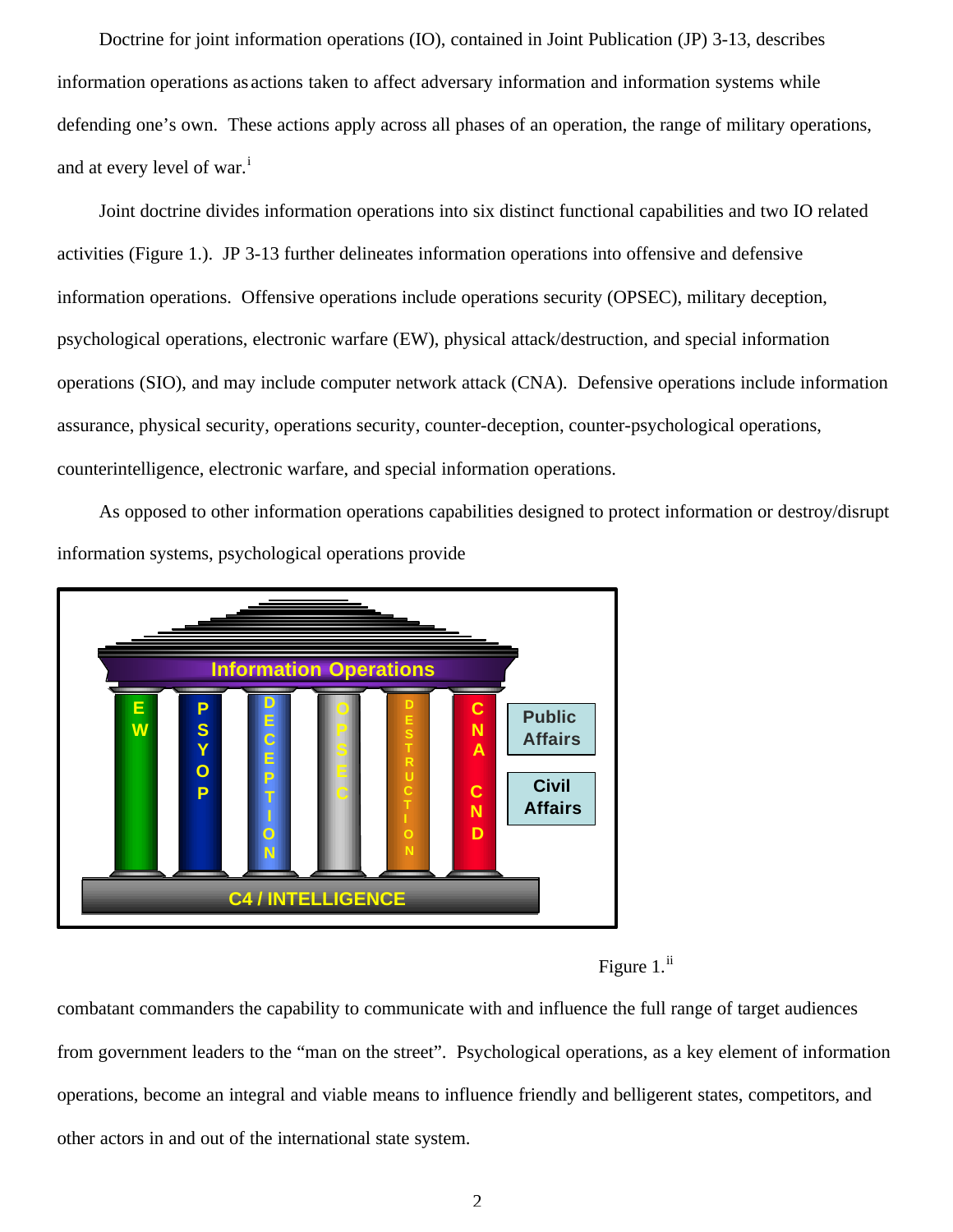Doctrine for joint information operations (IO), contained in Joint Publication (JP) 3-13, describes information operations as actions taken to affect adversary information and information systems while defending one's own. These actions apply across all phases of an operation, the range of military operations, and at every level of war.[i]

Joint doctrine divides information operations into six distinct functional capabilities and two IO related activities (Figure 1.). JP 3-13 further delineates information operations into offensive and defensive information operations. Offensive operations include operations security (OPSEC), military deception, psychological operations, electronic warfare (EW), physical attack/destruction, and special information operations (SIO), and may include computer network attack (CNA). Defensive operations include information assurance, physical security, operations security, counter-deception, counter-psychological operations, counterintelligence, electronic warfare, and special information operations.

As opposed to other information operations capabilities designed to protect information or destroy/disrupt information systems, psychological operations provide

Figure 1.[ii]

combatant commanders the capability to communicate with and influence the full range of target audiences from government leaders to the "man on the street". Psychological operations, as a key element of information operations, become an integral and viable means to influence friendly and belligerent states, competitors, and other actors in and out of the international state system.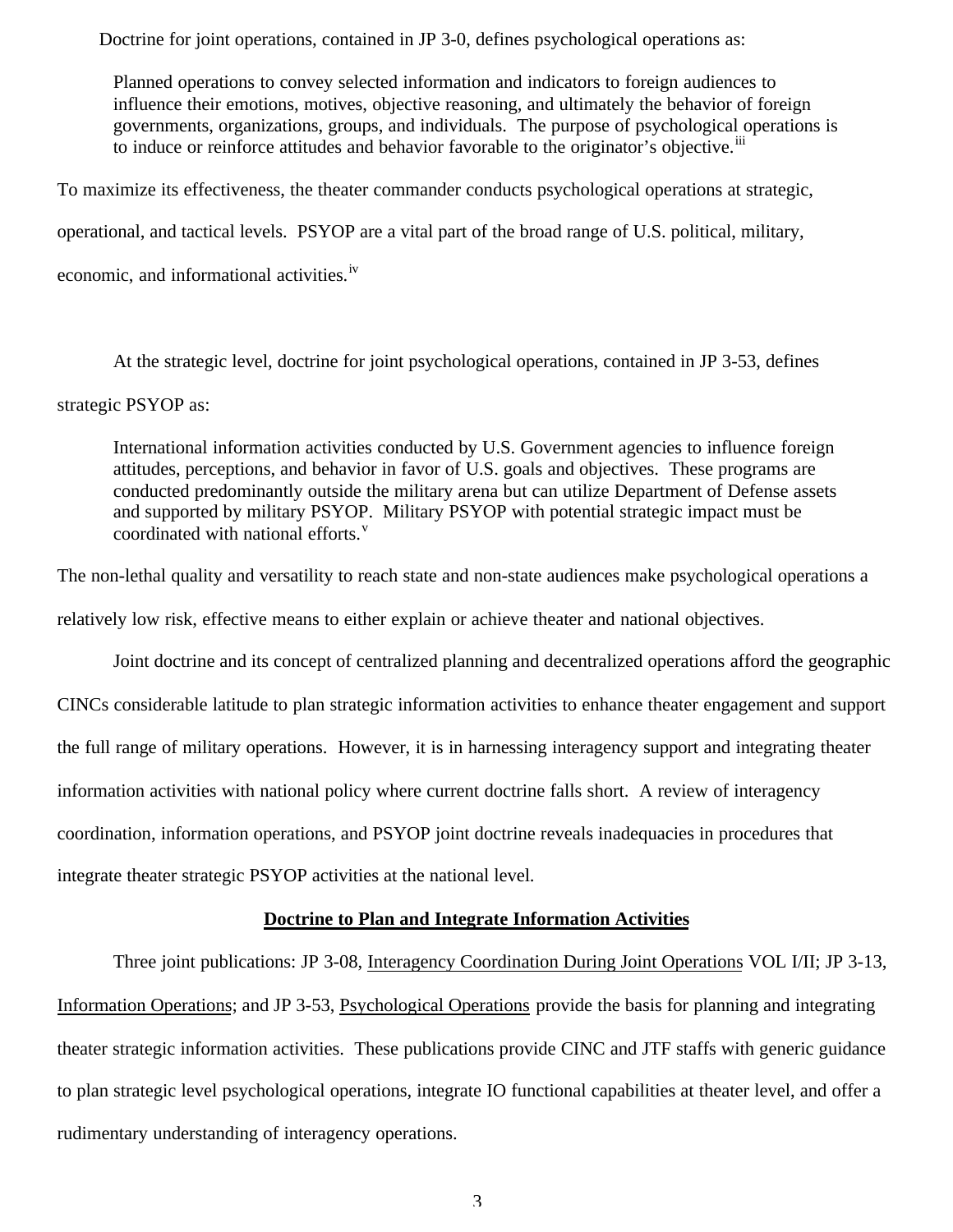Doctrine for joint operations, contained in JP 3-0, defines psychological operations as:

> Planned operations to convey selected information and indicators to foreign audiences to influence their emotions, motives, objective reasoning, and ultimately the behavior of foreign governments, organizations, groups, and individuals. The purpose of psychological operations is to induce or reinforce attitudes and behavior favorable to the originator's objective.[iii]

To maximize its effectiveness, the theater commander conducts psychological operations at strategic, operational, and tactical levels. PSYOP are a vital part of the broad range of U.S. political, military, economic, and informational activities.[iv]

At the strategic level, doctrine for joint psychological operations, contained in JP 3-53, defines strategic PSYOP as:

> International information activities conducted by U.S. Government agencies to influence foreign attitudes, perceptions, and behavior in favor of U.S. goals and objectives. These programs are conducted predominantly outside the military arena but can utilize Department of Defense assets and supported by military PSYOP. Military PSYOP with potential strategic impact must be coordinated with national efforts.[v]

The non-lethal quality and versatility to reach state and non-state audiences make psychological operations a relatively low risk, effective means to either explain or achieve theater and national objectives.

Joint doctrine and its concept of centralized planning and decentralized operations afford the geographic CINCs considerable latitude to plan strategic information activities to enhance theater engagement and support the full range of military operations. However, it is in harnessing interagency support and integrating theater information activities with national policy where current doctrine falls short. A review of interagency coordination, information operations, and PSYOP joint doctrine reveals inadequacies in procedures that integrate theater strategic PSYOP activities at the national level.

## Doctrine to Plan and Integrate Information Activities

Three joint publications: JP 3-08, Interagency Coordination During Joint Operations VOL I/II; JP 3-13, Information Operations; and JP 3-53, Psychological Operations provide the basis for planning and integrating theater strategic information activities. These publications provide CINC and JTF staffs with generic guidance to plan strategic level psychological operations, integrate IO functional capabilities at theater level, and offer a rudimentary understanding of interagency operations.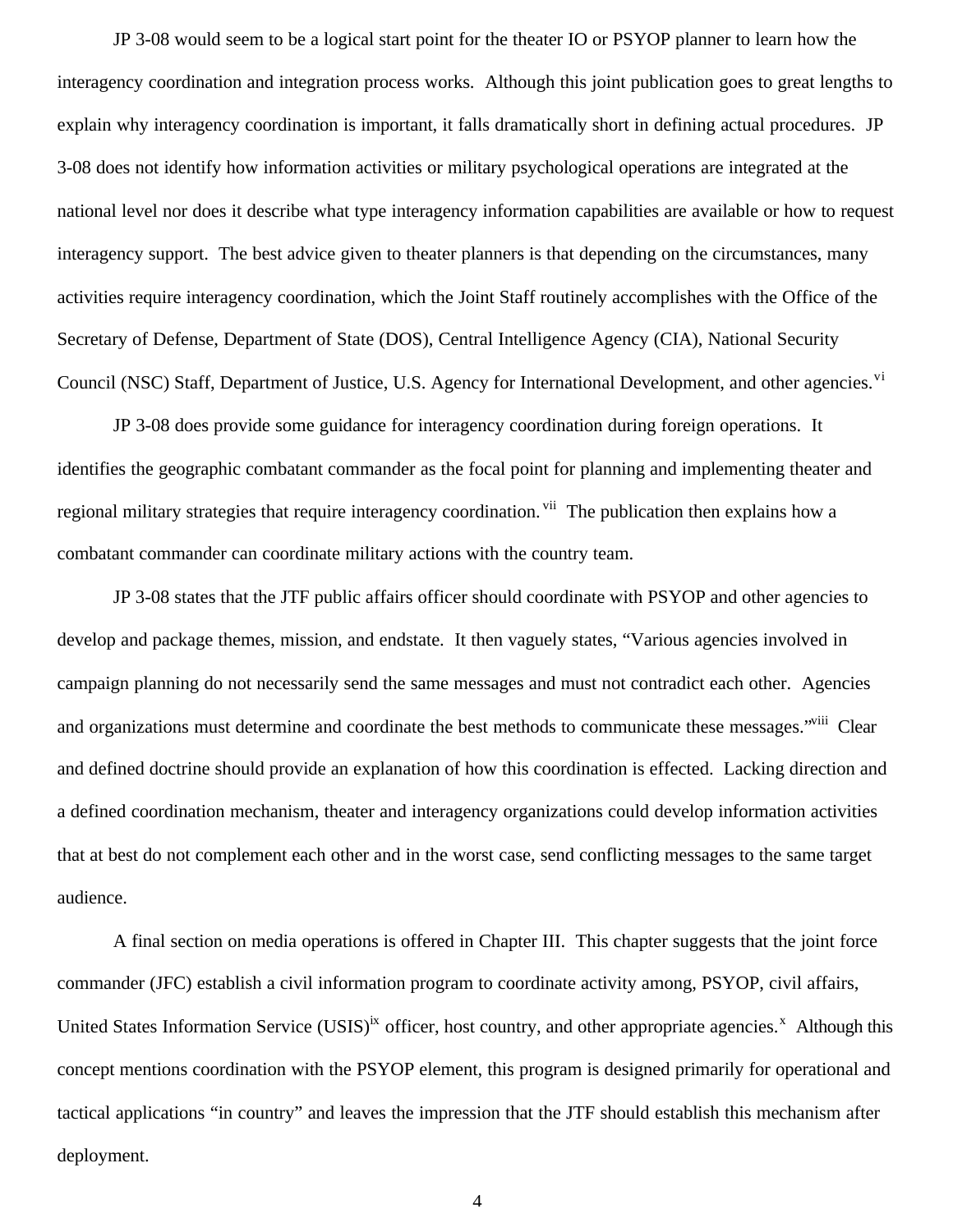JP 3-08 would seem to be a logical start point for the theater IO or PSYOP planner to learn how the interagency coordination and integration process works. Although this joint publication goes to great lengths to explain why interagency coordination is important, it falls dramatically short in defining actual procedures. JP 3-08 does not identify how information activities or military psychological operations are integrated at the national level nor does it describe what type interagency information capabilities are available or how to request interagency support. The best advice given to theater planners is that depending on the circumstances, many activities require interagency coordination, which the Joint Staff routinely accomplishes with the Office of the Secretary of Defense, Department of State (DOS), Central Intelligence Agency (CIA), National Security Council (NSC) Staff, Department of Justice, U.S. Agency for International Development, and other agencies.[vi]

JP 3-08 does provide some guidance for interagency coordination during foreign operations. It identifies the geographic combatant commander as the focal point for planning and implementing theater and regional military strategies that require interagency coordination.[vii] The publication then explains how a combatant commander can coordinate military actions with the country team.

JP 3-08 states that the JTF public affairs officer should coordinate with PSYOP and other agencies to develop and package themes, mission, and endstate. It then vaguely states, "Various agencies involved in campaign planning do not necessarily send the same messages and must not contradict each other. Agencies and organizations must determine and coordinate the best methods to communicate these messages."[viii] Clear and defined doctrine should provide an explanation of how this coordination is effected. Lacking direction and a defined coordination mechanism, theater and interagency organizations could develop information activities that at best do not complement each other and in the worst case, send conflicting messages to the same target audience.

A final section on media operations is offered in Chapter III. This chapter suggests that the joint force commander (JFC) establish a civil information program to coordinate activity among, PSYOP, civil affairs, United States Information Service (USIS)[ix] officer, host country, and other appropriate agencies.[x] Although this concept mentions coordination with the PSYOP element, this program is designed primarily for operational and tactical applications "in country" and leaves the impression that the JTF should establish this mechanism after deployment.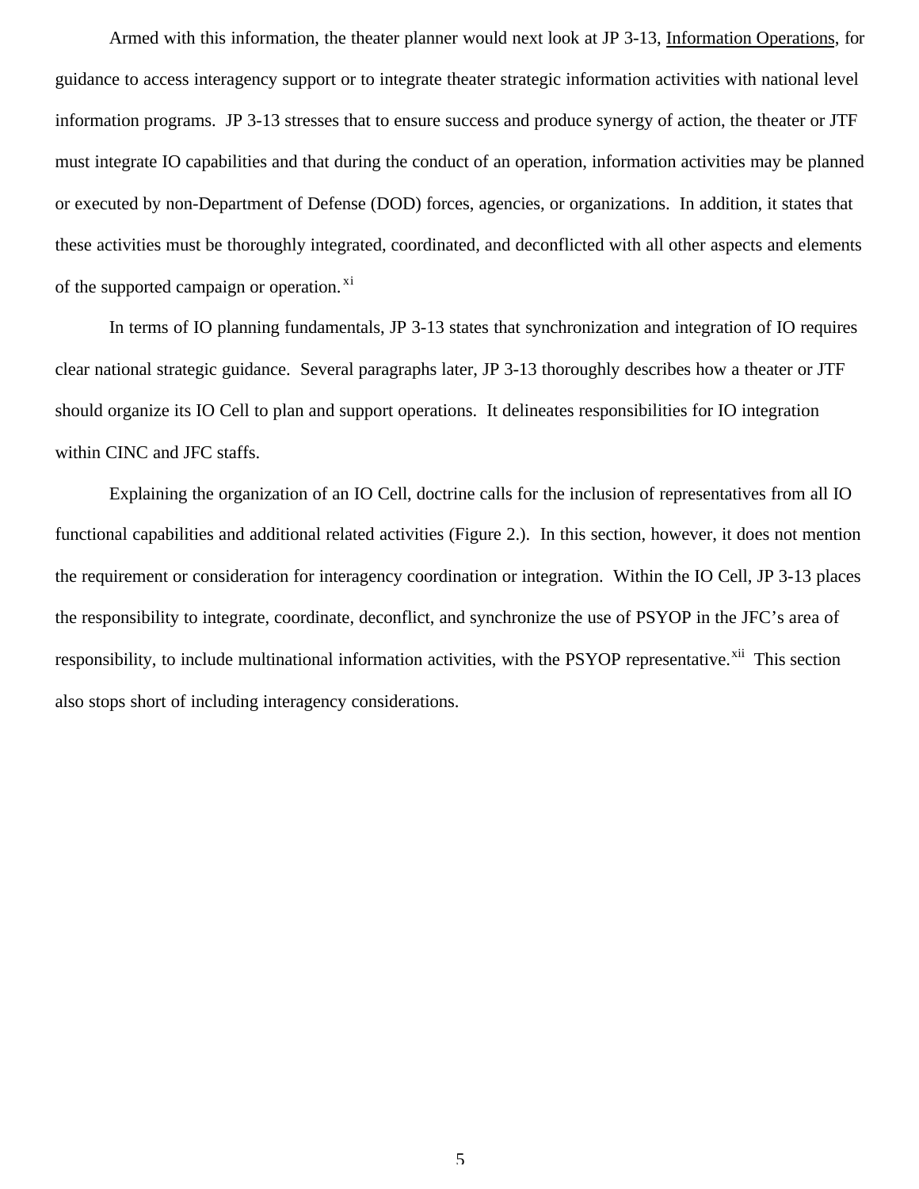Armed with this information, the theater planner would next look at JP 3-13, Information Operations, for guidance to access interagency support or to integrate theater strategic information activities with national level information programs. JP 3-13 stresses that to ensure success and produce synergy of action, the theater or JTF must integrate IO capabilities and that during the conduct of an operation, information activities may be planned or executed by non-Department of Defense (DOD) forces, agencies, or organizations. In addition, it states that these activities must be thoroughly integrated, coordinated, and deconflicted with all other aspects and elements of the supported campaign or operation.[xi]

In terms of IO planning fundamentals, JP 3-13 states that synchronization and integration of IO requires clear national strategic guidance. Several paragraphs later, JP 3-13 thoroughly describes how a theater or JTF should organize its IO Cell to plan and support operations. It delineates responsibilities for IO integration within CINC and JFC staffs.

Explaining the organization of an IO Cell, doctrine calls for the inclusion of representatives from all IO functional capabilities and additional related activities (Figure 2.). In this section, however, it does not mention the requirement or consideration for interagency coordination or integration. Within the IO Cell, JP 3-13 places the responsibility to integrate, coordinate, deconflict, and synchronize the use of PSYOP in the JFC's area of responsibility, to include multinational information activities, with the PSYOP representative.[xii] This section also stops short of including interagency considerations.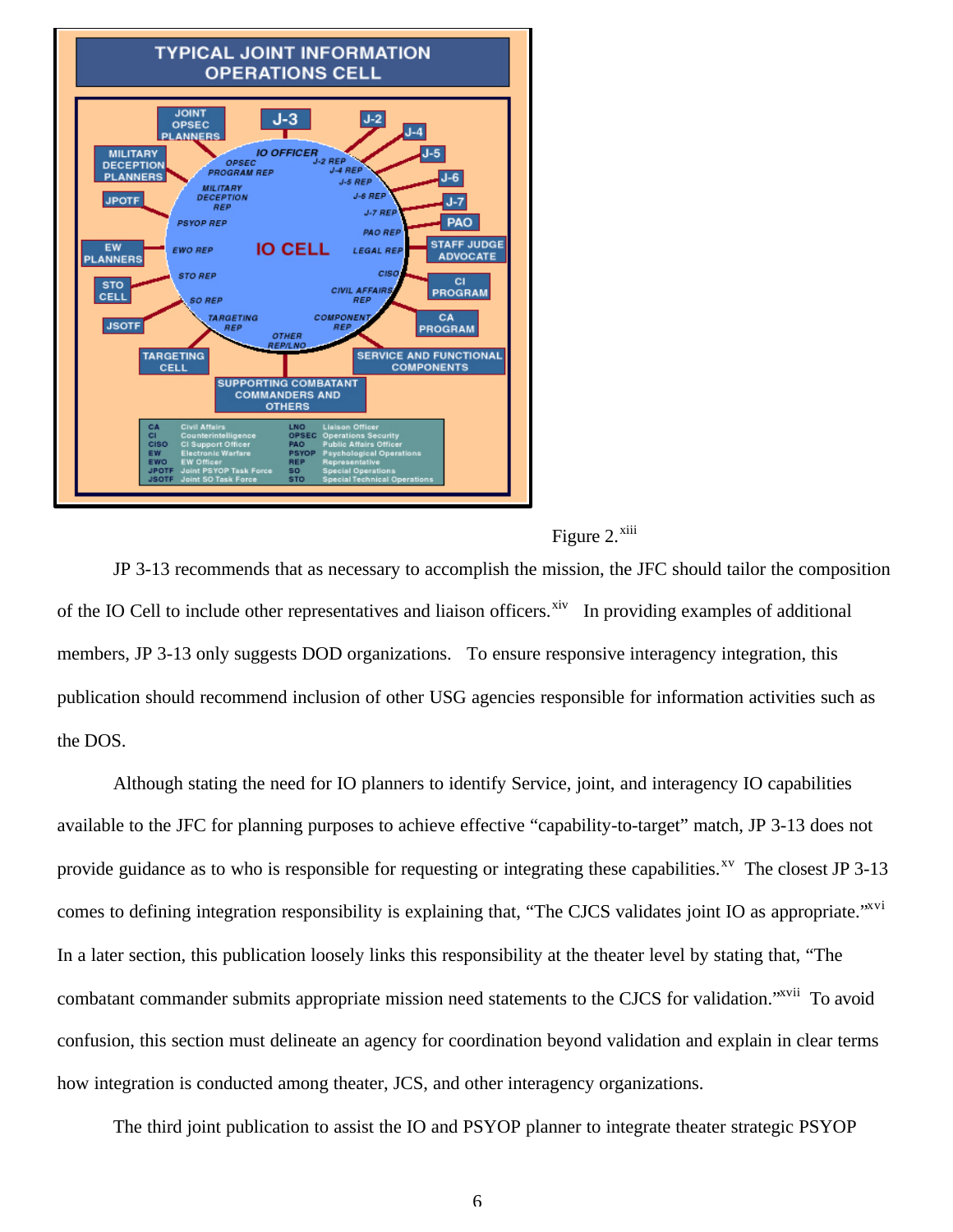Figure 2.[xiii]

JP 3-13 recommends that as necessary to accomplish the mission, the JFC should tailor the composition of the IO Cell to include other representatives and liaison officers.[xiv] In providing examples of additional members, JP 3-13 only suggests DOD organizations. To ensure responsive interagency integration, this publication should recommend inclusion of other USG agencies responsible for information activities such as the DOS.

Although stating the need for IO planners to identify Service, joint, and interagency IO capabilities available to the JFC for planning purposes to achieve effective "capability-to-target" match, JP 3-13 does not provide guidance as to who is responsible for requesting or integrating these capabilities.[xv] The closest JP 3-13 comes to defining integration responsibility is explaining that, "The CJCS validates joint IO as appropriate."[xvi] In a later section, this publication loosely links this responsibility at the theater level by stating that, "The combatant commander submits appropriate mission need statements to the CJCS for validation."[xvii] To avoid confusion, this section must delineate an agency for coordination beyond validation and explain in clear terms how integration is conducted among theater, JCS, and other interagency organizations.

The third joint publication to assist the IO and PSYOP planner to integrate theater strategic PSYOP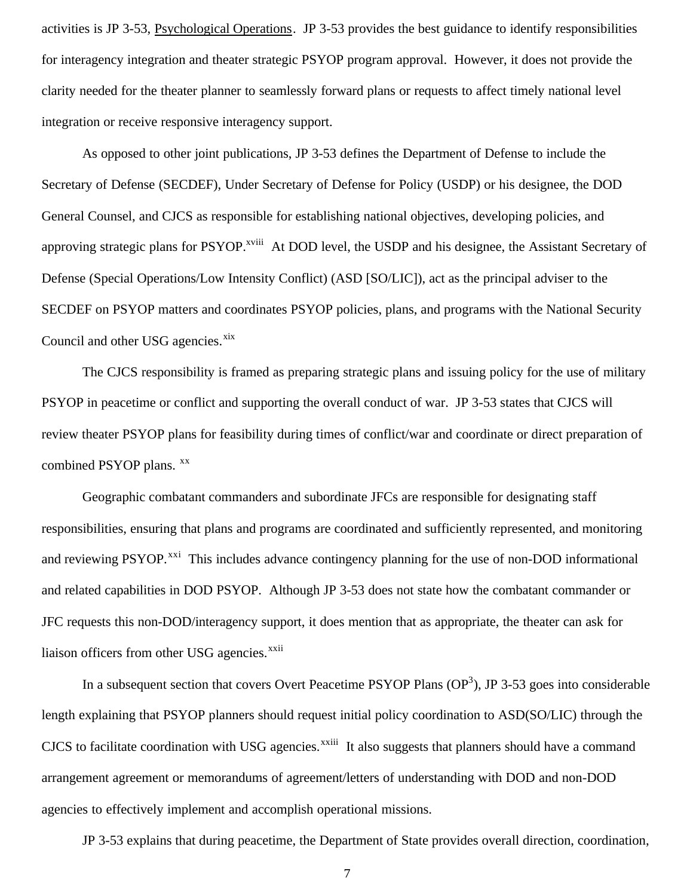activities is JP 3-53, Psychological Operations. JP 3-53 provides the best guidance to identify responsibilities for interagency integration and theater strategic PSYOP program approval. However, it does not provide the clarity needed for the theater planner to seamlessly forward plans or requests to affect timely national level integration or receive responsive interagency support.

As opposed to other joint publications, JP 3-53 defines the Department of Defense to include the Secretary of Defense (SECDEF), Under Secretary of Defense for Policy (USDP) or his designee, the DOD General Counsel, and CJCS as responsible for establishing national objectives, developing policies, and approving strategic plans for PSYOP.[xviii] At DOD level, the USDP and his designee, the Assistant Secretary of Defense (Special Operations/Low Intensity Conflict) (ASD [SO/LIC]), act as the principal adviser to the SECDEF on PSYOP matters and coordinates PSYOP policies, plans, and programs with the National Security Council and other USG agencies.[xix]

The CJCS responsibility is framed as preparing strategic plans and issuing policy for the use of military PSYOP in peacetime or conflict and supporting the overall conduct of war. JP 3-53 states that CJCS will review theater PSYOP plans for feasibility during times of conflict/war and coordinate or direct preparation of combined PSYOP plans.[xx]

Geographic combatant commanders and subordinate JFCs are responsible for designating staff responsibilities, ensuring that plans and programs are coordinated and sufficiently represented, and monitoring and reviewing PSYOP.[xxi] This includes advance contingency planning for the use of non-DOD informational and related capabilities in DOD PSYOP. Although JP 3-53 does not state how the combatant commander or JFC requests this non-DOD/interagency support, it does mention that as appropriate, the theater can ask for liaison officers from other USG agencies.[xxii]

In a subsequent section that covers Overt Peacetime PSYOP Plans ($OP^3$), JP 3-53 goes into considerable length explaining that PSYOP planners should request initial policy coordination to ASD(SO/LIC) through the CJCS to facilitate coordination with USG agencies.[xxiii] It also suggests that planners should have a command arrangement agreement or memorandums of agreement/letters of understanding with DOD and non-DOD agencies to effectively implement and accomplish operational missions.

JP 3-53 explains that during peacetime, the Department of State provides overall direction, coordination,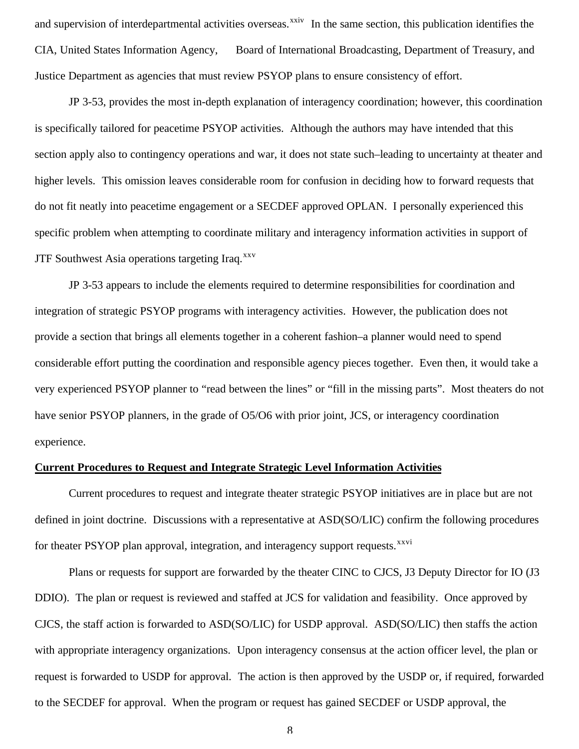and supervision of interdepartmental activities overseas.[xxiv] In the same section, this publication identifies the CIA, United States Information Agency, Board of International Broadcasting, Department of Treasury, and Justice Department as agencies that must review PSYOP plans to ensure consistency of effort.

JP 3-53, provides the most in-depth explanation of interagency coordination; however, this coordination is specifically tailored for peacetime PSYOP activities. Although the authors may have intended that this section apply also to contingency operations and war, it does not state such–leading to uncertainty at theater and higher levels. This omission leaves considerable room for confusion in deciding how to forward requests that do not fit neatly into peacetime engagement or a SECDEF approved OPLAN. I personally experienced this specific problem when attempting to coordinate military and interagency information activities in support of JTF Southwest Asia operations targeting Iraq.[xxv]

JP 3-53 appears to include the elements required to determine responsibilities for coordination and integration of strategic PSYOP programs with interagency activities. However, the publication does not provide a section that brings all elements together in a coherent fashion–a planner would need to spend considerable effort putting the coordination and responsible agency pieces together. Even then, it would take a very experienced PSYOP planner to "read between the lines" or "fill in the missing parts". Most theaters do not have senior PSYOP planners, in the grade of O5/O6 with prior joint, JCS, or interagency coordination experience.

**Current Procedures to Request and Integrate Strategic Level Information Activities**

Current procedures to request and integrate theater strategic PSYOP initiatives are in place but are not defined in joint doctrine. Discussions with a representative at ASD(SO/LIC) confirm the following procedures for theater PSYOP plan approval, integration, and interagency support requests.[xxvi]

Plans or requests for support are forwarded by the theater CINC to CJCS, J3 Deputy Director for IO (J3 DDIO). The plan or request is reviewed and staffed at JCS for validation and feasibility. Once approved by CJCS, the staff action is forwarded to ASD(SO/LIC) for USDP approval. ASD(SO/LIC) then staffs the action with appropriate interagency organizations. Upon interagency consensus at the action officer level, the plan or request is forwarded to USDP for approval. The action is then approved by the USDP or, if required, forwarded to the SECDEF for approval. When the program or request has gained SECDEF or USDP approval, the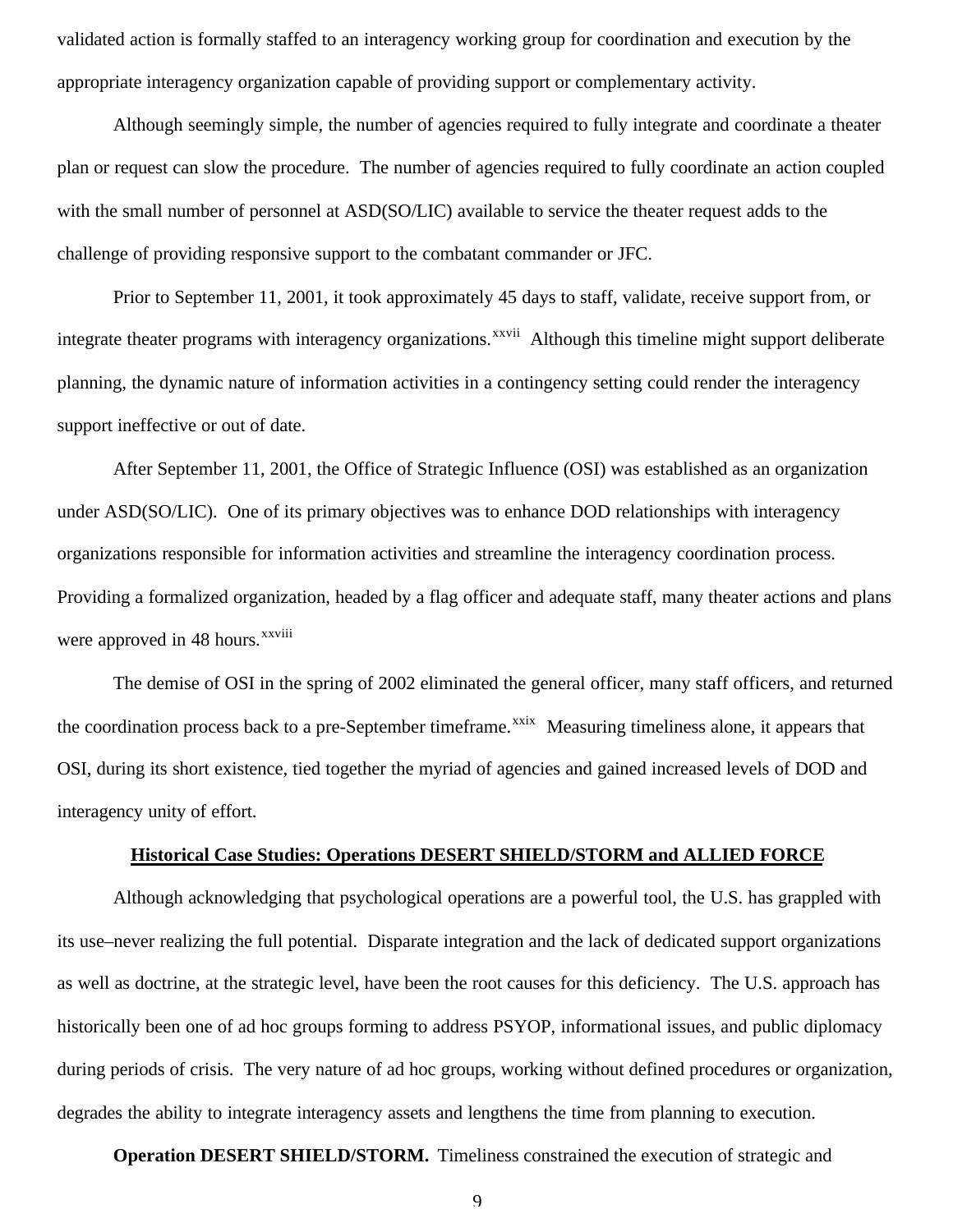validated action is formally staffed to an interagency working group for coordination and execution by the appropriate interagency organization capable of providing support or complementary activity.

Although seemingly simple, the number of agencies required to fully integrate and coordinate a theater plan or request can slow the procedure. The number of agencies required to fully coordinate an action coupled with the small number of personnel at ASD(SO/LIC) available to service the theater request adds to the challenge of providing responsive support to the combatant commander or JFC.

Prior to September 11, 2001, it took approximately 45 days to staff, validate, receive support from, or integrate theater programs with interagency organizations.[xxvii] Although this timeline might support deliberate planning, the dynamic nature of information activities in a contingency setting could render the interagency support ineffective or out of date.

After September 11, 2001, the Office of Strategic Influence (OSI) was established as an organization under ASD(SO/LIC). One of its primary objectives was to enhance DOD relationships with interagency organizations responsible for information activities and streamline the interagency coordination process. Providing a formalized organization, headed by a flag officer and adequate staff, many theater actions and plans were approved in 48 hours.[xxviii]

The demise of OSI in the spring of 2002 eliminated the general officer, many staff officers, and returned the coordination process back to a pre-September timeframe.[xxix] Measuring timeliness alone, it appears that OSI, during its short existence, tied together the myriad of agencies and gained increased levels of DOD and interagency unity of effort.

## Historical Case Studies: Operations DESERT SHIELD/STORM and ALLIED FORCE

Although acknowledging that psychological operations are a powerful tool, the U.S. has grappled with its use–never realizing the full potential. Disparate integration and the lack of dedicated support organizations as well as doctrine, at the strategic level, have been the root causes for this deficiency. The U.S. approach has historically been one of ad hoc groups forming to address PSYOP, informational issues, and public diplomacy during periods of crisis. The very nature of ad hoc groups, working without defined procedures or organization, degrades the ability to integrate interagency assets and lengthens the time from planning to execution.

**Operation DESERT SHIELD/STORM.** Timeliness constrained the execution of strategic and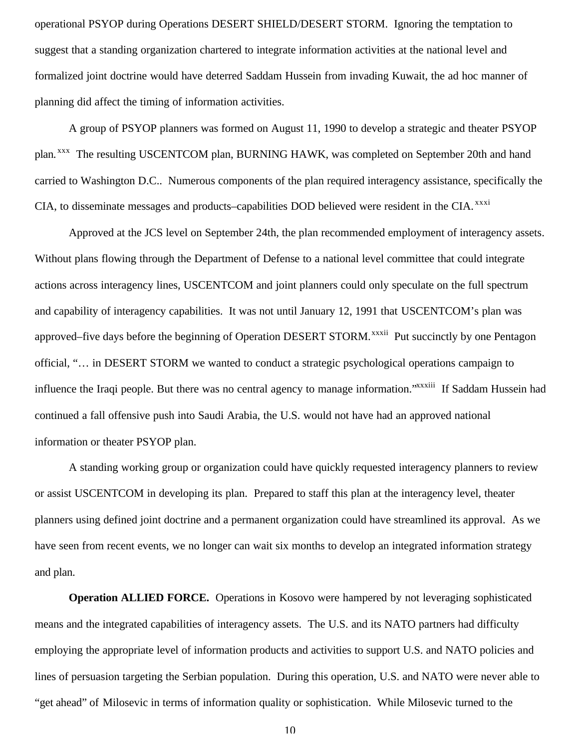operational PSYOP during Operations DESERT SHIELD/DESERT STORM. Ignoring the temptation to suggest that a standing organization chartered to integrate information activities at the national level and formalized joint doctrine would have deterred Saddam Hussein from invading Kuwait, the ad hoc manner of planning did affect the timing of information activities.

A group of PSYOP planners was formed on August 11, 1990 to develop a strategic and theater PSYOP plan.[xxx] The resulting USCENTCOM plan, BURNING HAWK, was completed on September 20th and hand carried to Washington D.C.. Numerous components of the plan required interagency assistance, specifically the CIA, to disseminate messages and products–capabilities DOD believed were resident in the CIA.[xxxi]

Approved at the JCS level on September 24th, the plan recommended employment of interagency assets. Without plans flowing through the Department of Defense to a national level committee that could integrate actions across interagency lines, USCENTCOM and joint planners could only speculate on the full spectrum and capability of interagency capabilities. It was not until January 12, 1991 that USCENTCOM's plan was approved–five days before the beginning of Operation DESERT STORM.[xxxii] Put succinctly by one Pentagon official, "… in DESERT STORM we wanted to conduct a strategic psychological operations campaign to influence the Iraqi people. But there was no central agency to manage information."[xxxiii] If Saddam Hussein had continued a fall offensive push into Saudi Arabia, the U.S. would not have had an approved national information or theater PSYOP plan.

A standing working group or organization could have quickly requested interagency planners to review or assist USCENTCOM in developing its plan. Prepared to staff this plan at the interagency level, theater planners using defined joint doctrine and a permanent organization could have streamlined its approval. As we have seen from recent events, we no longer can wait six months to develop an integrated information strategy and plan.

**Operation ALLIED FORCE.** Operations in Kosovo were hampered by not leveraging sophisticated means and the integrated capabilities of interagency assets. The U.S. and its NATO partners had difficulty employing the appropriate level of information products and activities to support U.S. and NATO policies and lines of persuasion targeting the Serbian population. During this operation, U.S. and NATO were never able to "get ahead" of Milosevic in terms of information quality or sophistication. While Milosevic turned to the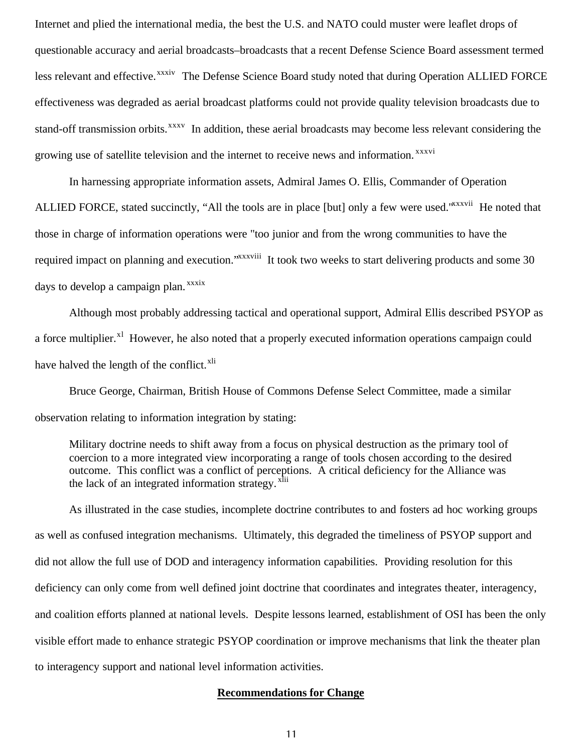Internet and plied the international media, the best the U.S. and NATO could muster were leaflet drops of questionable accuracy and aerial broadcasts–broadcasts that a recent Defense Science Board assessment termed less relevant and effective.[xxxiv] The Defense Science Board study noted that during Operation ALLIED FORCE effectiveness was degraded as aerial broadcast platforms could not provide quality television broadcasts due to stand-off transmission orbits.[xxxv] In addition, these aerial broadcasts may become less relevant considering the growing use of satellite television and the internet to receive news and information.[xxxvi]

In harnessing appropriate information assets, Admiral James O. Ellis, Commander of Operation ALLIED FORCE, stated succinctly, "All the tools are in place [but] only a few were used."[xxxvii] He noted that those in charge of information operations were "too junior and from the wrong communities to have the required impact on planning and execution."[xxxviii] It took two weeks to start delivering products and some 30 days to develop a campaign plan.[xxxix]

Although most probably addressing tactical and operational support, Admiral Ellis described PSYOP as a force multiplier.[xl] However, he also noted that a properly executed information operations campaign could have halved the length of the conflict.[xli]

Bruce George, Chairman, British House of Commons Defense Select Committee, made a similar observation relating to information integration by stating:

> Military doctrine needs to shift away from a focus on physical destruction as the primary tool of coercion to a more integrated view incorporating a range of tools chosen according to the desired outcome. This conflict was a conflict of perceptions. A critical deficiency for the Alliance was the lack of an integrated information strategy.[xlii]

As illustrated in the case studies, incomplete doctrine contributes to and fosters ad hoc working groups as well as confused integration mechanisms. Ultimately, this degraded the timeliness of PSYOP support and did not allow the full use of DOD and interagency information capabilities. Providing resolution for this deficiency can only come from well defined joint doctrine that coordinates and integrates theater, interagency, and coalition efforts planned at national levels. Despite lessons learned, establishment of OSI has been the only visible effort made to enhance strategic PSYOP coordination or improve mechanisms that link the theater plan to interagency support and national level information activities.

## Recommendations for Change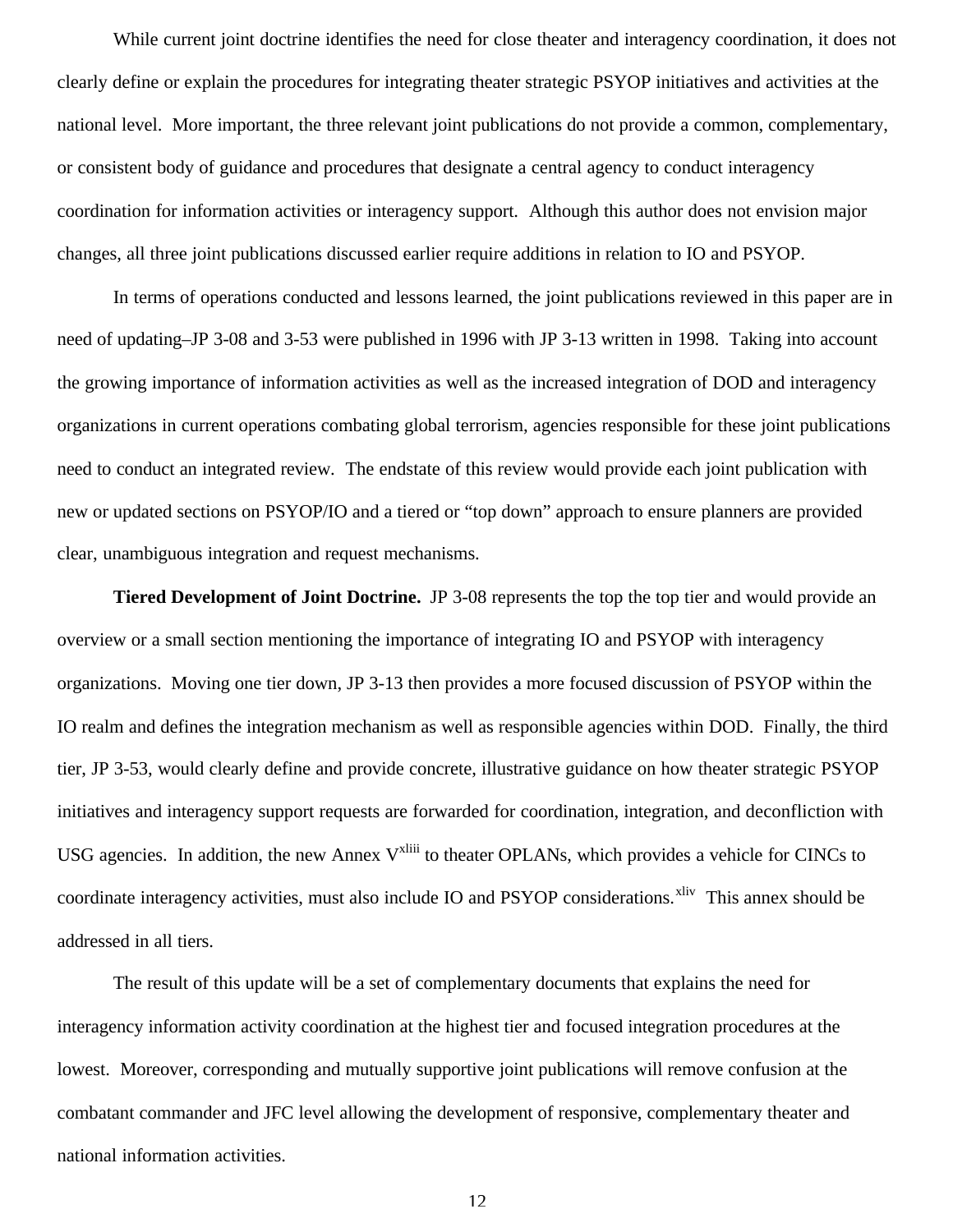While current joint doctrine identifies the need for close theater and interagency coordination, it does not clearly define or explain the procedures for integrating theater strategic PSYOP initiatives and activities at the national level. More important, the three relevant joint publications do not provide a common, complementary, or consistent body of guidance and procedures that designate a central agency to conduct interagency coordination for information activities or interagency support. Although this author does not envision major changes, all three joint publications discussed earlier require additions in relation to IO and PSYOP.

In terms of operations conducted and lessons learned, the joint publications reviewed in this paper are in need of updating–JP 3-08 and 3-53 were published in 1996 with JP 3-13 written in 1998. Taking into account the growing importance of information activities as well as the increased integration of DOD and interagency organizations in current operations combating global terrorism, agencies responsible for these joint publications need to conduct an integrated review. The endstate of this review would provide each joint publication with new or updated sections on PSYOP/IO and a tiered or "top down" approach to ensure planners are provided clear, unambiguous integration and request mechanisms.

**Tiered Development of Joint Doctrine.** JP 3-08 represents the top the top tier and would provide an overview or a small section mentioning the importance of integrating IO and PSYOP with interagency organizations. Moving one tier down, JP 3-13 then provides a more focused discussion of PSYOP within the IO realm and defines the integration mechanism as well as responsible agencies within DOD. Finally, the third tier, JP 3-53, would clearly define and provide concrete, illustrative guidance on how theater strategic PSYOP initiatives and interagency support requests are forwarded for coordination, integration, and deconfliction with USG agencies. In addition, the new Annex V[xliii] to theater OPLANs, which provides a vehicle for CINCs to coordinate interagency activities, must also include IO and PSYOP considerations.[xliv] This annex should be addressed in all tiers.

The result of this update will be a set of complementary documents that explains the need for interagency information activity coordination at the highest tier and focused integration procedures at the lowest. Moreover, corresponding and mutually supportive joint publications will remove confusion at the combatant commander and JFC level allowing the development of responsive, complementary theater and national information activities.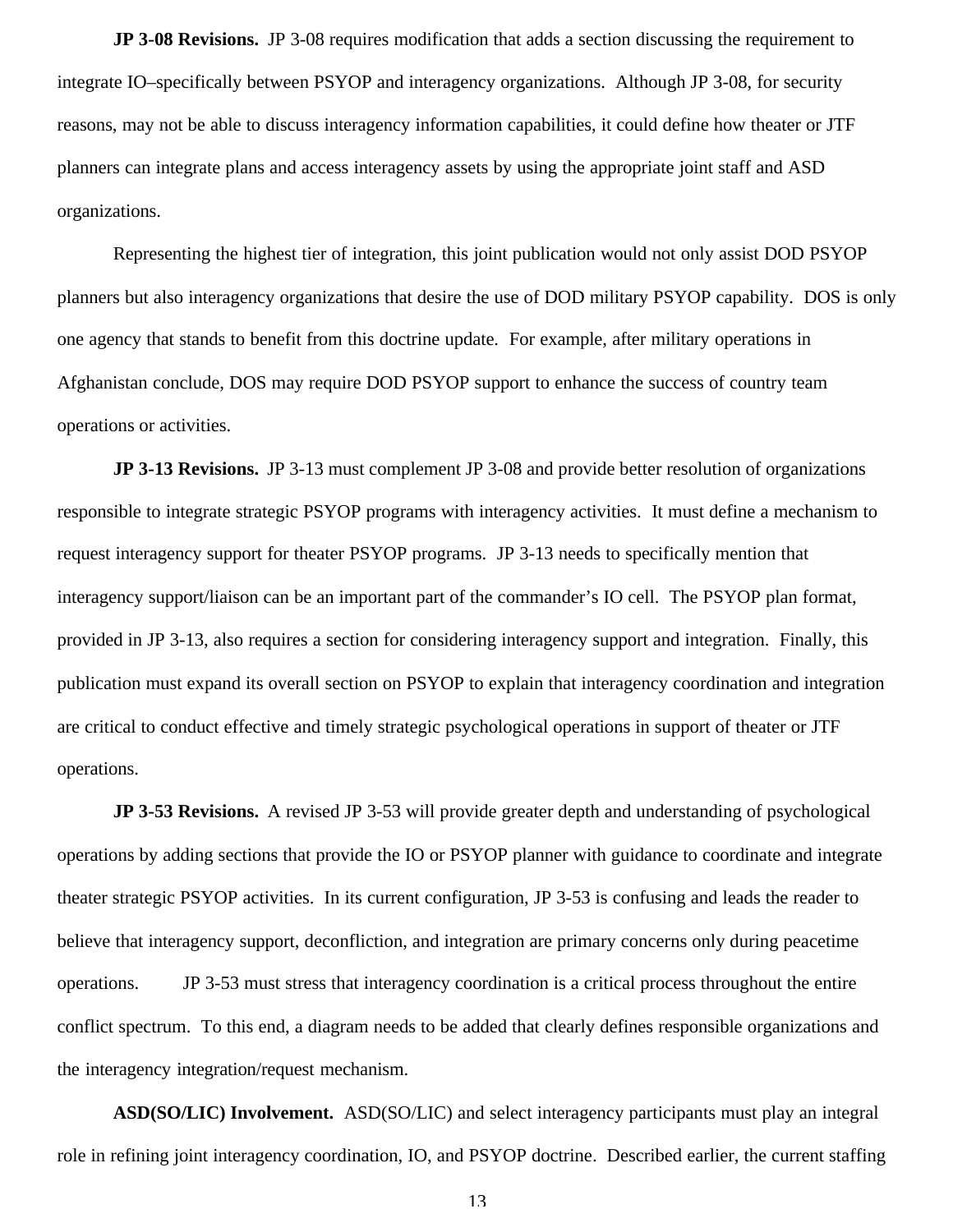**JP 3-08 Revisions.** JP 3-08 requires modification that adds a section discussing the requirement to integrate IO–specifically between PSYOP and interagency organizations. Although JP 3-08, for security reasons, may not be able to discuss interagency information capabilities, it could define how theater or JTF planners can integrate plans and access interagency assets by using the appropriate joint staff and ASD organizations.

Representing the highest tier of integration, this joint publication would not only assist DOD PSYOP planners but also interagency organizations that desire the use of DOD military PSYOP capability. DOS is only one agency that stands to benefit from this doctrine update. For example, after military operations in Afghanistan conclude, DOS may require DOD PSYOP support to enhance the success of country team operations or activities.

**JP 3-13 Revisions.** JP 3-13 must complement JP 3-08 and provide better resolution of organizations responsible to integrate strategic PSYOP programs with interagency activities. It must define a mechanism to request interagency support for theater PSYOP programs. JP 3-13 needs to specifically mention that interagency support/liaison can be an important part of the commander's IO cell. The PSYOP plan format, provided in JP 3-13, also requires a section for considering interagency support and integration. Finally, this publication must expand its overall section on PSYOP to explain that interagency coordination and integration are critical to conduct effective and timely strategic psychological operations in support of theater or JTF operations.

**JP 3-53 Revisions.** A revised JP 3-53 will provide greater depth and understanding of psychological operations by adding sections that provide the IO or PSYOP planner with guidance to coordinate and integrate theater strategic PSYOP activities. In its current configuration, JP 3-53 is confusing and leads the reader to believe that interagency support, deconfliction, and integration are primary concerns only during peacetime operations. JP 3-53 must stress that interagency coordination is a critical process throughout the entire conflict spectrum. To this end, a diagram needs to be added that clearly defines responsible organizations and the interagency integration/request mechanism.

**ASD(SO/LIC) Involvement.** ASD(SO/LIC) and select interagency participants must play an integral role in refining joint interagency coordination, IO, and PSYOP doctrine. Described earlier, the current staffing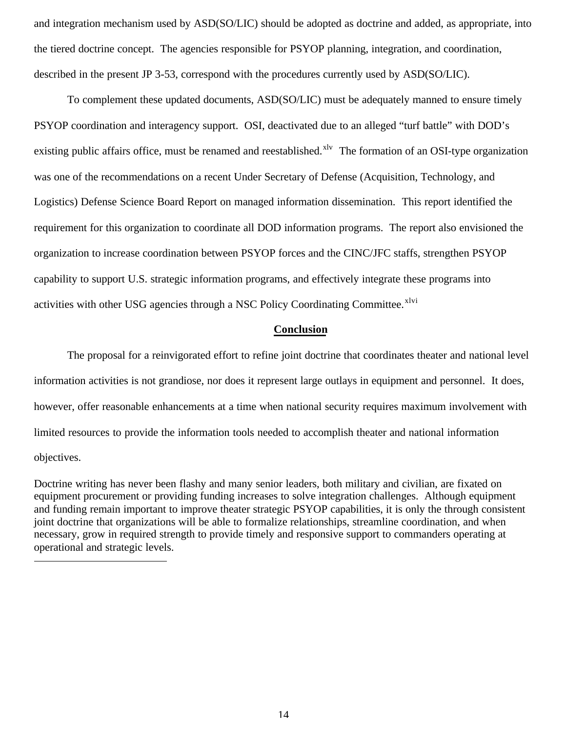and integration mechanism used by ASD(SO/LIC) should be adopted as doctrine and added, as appropriate, into the tiered doctrine concept. The agencies responsible for PSYOP planning, integration, and coordination, described in the present JP 3-53, correspond with the procedures currently used by ASD(SO/LIC).

To complement these updated documents, ASD(SO/LIC) must be adequately manned to ensure timely PSYOP coordination and interagency support. OSI, deactivated due to an alleged "turf battle" with DOD's existing public affairs office, must be renamed and reestablished.[xlv] The formation of an OSI-type organization was one of the recommendations on a recent Under Secretary of Defense (Acquisition, Technology, and Logistics) Defense Science Board Report on managed information dissemination. This report identified the requirement for this organization to coordinate all DOD information programs. The report also envisioned the organization to increase coordination between PSYOP forces and the CINC/JFC staffs, strengthen PSYOP capability to support U.S. strategic information programs, and effectively integrate these programs into activities with other USG agencies through a NSC Policy Coordinating Committee.[xlvi]

## Conclusion

The proposal for a reinvigorated effort to refine joint doctrine that coordinates theater and national level information activities is not grandiose, nor does it represent large outlays in equipment and personnel. It does, however, offer reasonable enhancements at a time when national security requires maximum involvement with limited resources to provide the information tools needed to accomplish theater and national information objectives.

Doctrine writing has never been flashy and many senior leaders, both military and civilian, are fixated on equipment procurement or providing funding increases to solve integration challenges. Although equipment and funding remain important to improve theater strategic PSYOP capabilities, it is only the through consistent joint doctrine that organizations will be able to formalize relationships, streamline coordination, and when necessary, grow in required strength to provide timely and responsive support to commanders operating at operational and strategic levels.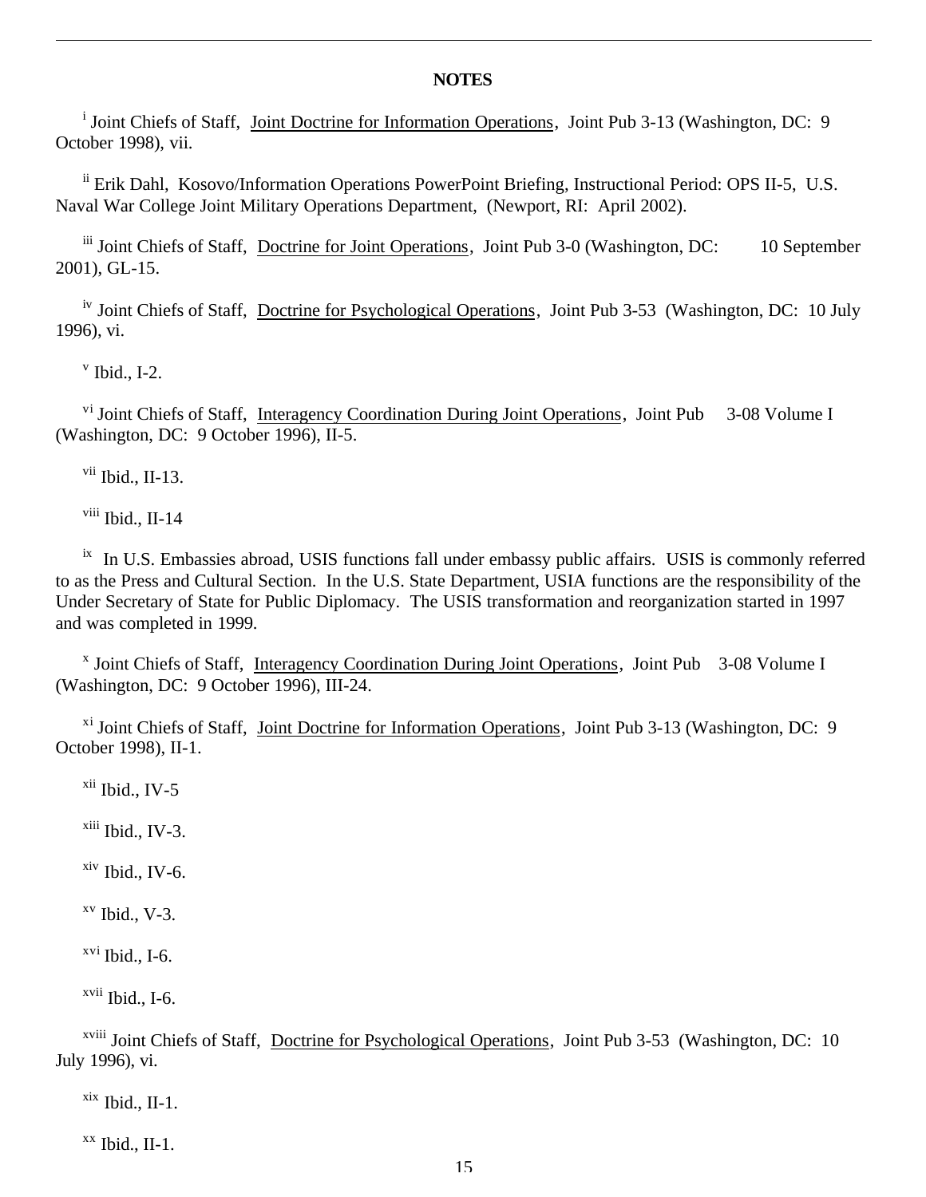## NOTES

[i] Joint Chiefs of Staff, Joint Doctrine for Information Operations, Joint Pub 3-13 (Washington, DC: 9 October 1998), vii.

[ii] Erik Dahl, Kosovo/Information Operations PowerPoint Briefing, Instructional Period: OPS II-5, U.S. Naval War College Joint Military Operations Department, (Newport, RI: April 2002).

[iii] Joint Chiefs of Staff, Doctrine for Joint Operations, Joint Pub 3-0 (Washington, DC: 10 September 2001), GL-15.

[iv] Joint Chiefs of Staff, Doctrine for Psychological Operations, Joint Pub 3-53 (Washington, DC: 10 July 1996), vi.

[v] Ibid., I-2.

[vi] Joint Chiefs of Staff, Interagency Coordination During Joint Operations, Joint Pub 3-08 Volume I (Washington, DC: 9 October 1996), II-5.

[vii] Ibid., II-13.

[viii] Ibid., II-14

[ix] In U.S. Embassies abroad, USIS functions fall under embassy public affairs. USIS is commonly referred to as the Press and Cultural Section. In the U.S. State Department, USIA functions are the responsibility of the Under Secretary of State for Public Diplomacy. The USIS transformation and reorganization started in 1997 and was completed in 1999.

[x] Joint Chiefs of Staff, Interagency Coordination During Joint Operations, Joint Pub 3-08 Volume I (Washington, DC: 9 October 1996), III-24.

[xi] Joint Chiefs of Staff, Joint Doctrine for Information Operations, Joint Pub 3-13 (Washington, DC: 9 October 1998), II-1.

[xii] Ibid., IV-5

[xiii] Ibid., IV-3.

[xiv] Ibid., IV-6.

[xv] Ibid., V-3.

[xvi] Ibid., I-6.

[xvii] Ibid., I-6.

[xviii] Joint Chiefs of Staff, Doctrine for Psychological Operations, Joint Pub 3-53 (Washington, DC: 10 July 1996), vi.

[xix] Ibid., II-1.

[xx] Ibid., II-1.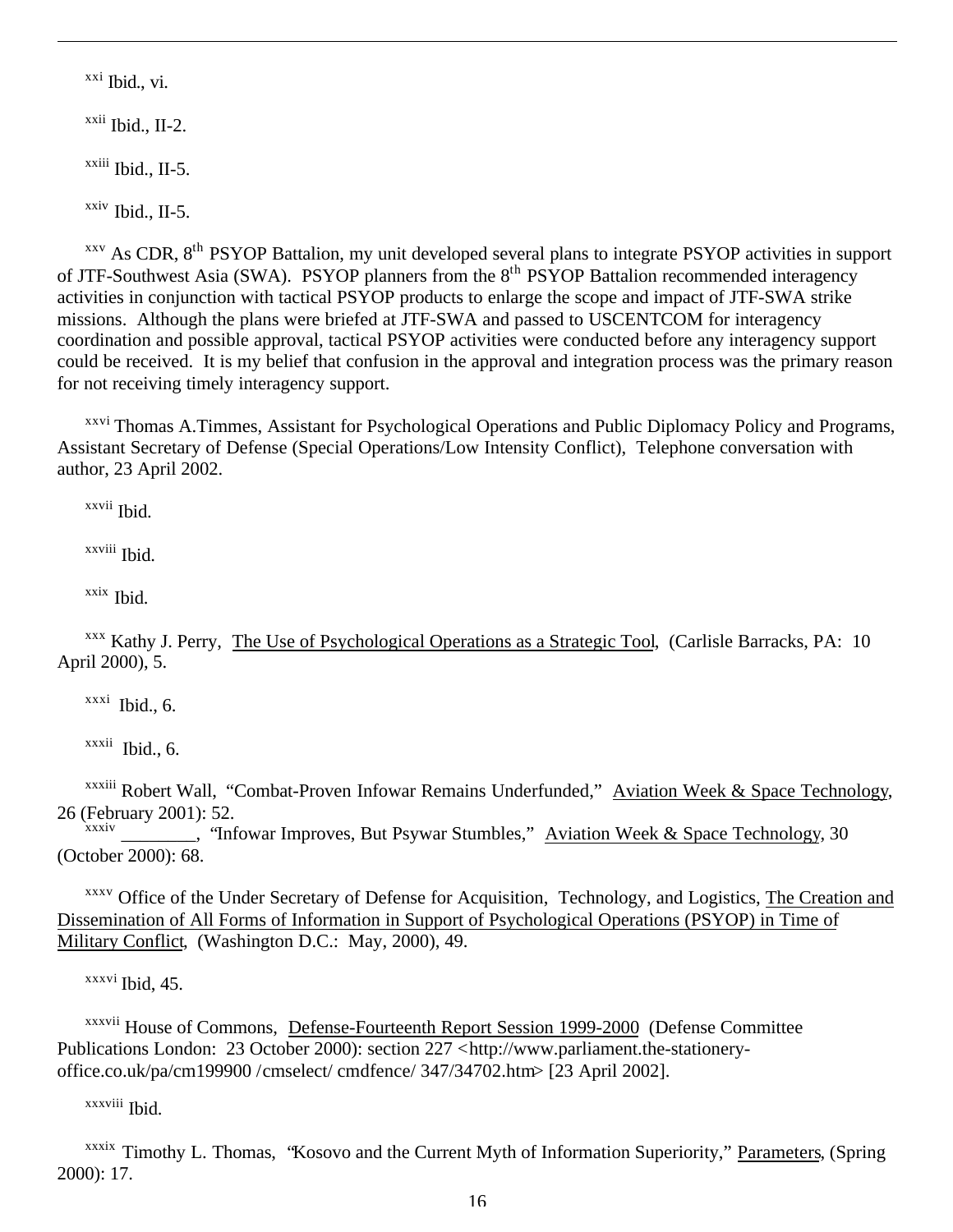[xxi] Ibid., vi.

[xxii] Ibid., II-2.

[xxiii] Ibid., II-5.

[xxiv] Ibid., II-5.

[xxv] As CDR, 8th PSYOP Battalion, my unit developed several plans to integrate PSYOP activities in support of JTF-Southwest Asia (SWA). PSYOP planners from the 8th PSYOP Battalion recommended interagency activities in conjunction with tactical PSYOP products to enlarge the scope and impact of JTF-SWA strike missions. Although the plans were briefed at JTF-SWA and passed to USCENTCOM for interagency coordination and possible approval, tactical PSYOP activities were conducted before any interagency support could be received. It is my belief that confusion in the approval and integration process was the primary reason for not receiving timely interagency support.

[xxvi] Thomas A.Timmes, Assistant for Psychological Operations and Public Diplomacy Policy and Programs, Assistant Secretary of Defense (Special Operations/Low Intensity Conflict), Telephone conversation with author, 23 April 2002.

[xxvii] Ibid.

[xxviii] Ibid.

[xxix] Ibid.

[xxx] Kathy J. Perry, The Use of Psychological Operations as a Strategic Tool, (Carlisle Barracks, PA: 10 April 2000), 5.

[xxxi] Ibid., 6.

[xxxii] Ibid., 6.

[xxxiii] Robert Wall, "Combat-Proven Infowar Remains Underfunded," Aviation Week & Space Technology, 26 (February 2001): 52.

[xxxiv] ________, "Infowar Improves, But Psywar Stumbles," Aviation Week & Space Technology, 30 (October 2000): 68.

[xxxv] Office of the Under Secretary of Defense for Acquisition, Technology, and Logistics, The Creation and Dissemination of All Forms of Information in Support of Psychological Operations (PSYOP) in Time of Military Conflict, (Washington D.C.: May, 2000), 49.

[xxxvi] Ibid, 45.

[xxxvii] House of Commons, Defense-Fourteenth Report Session 1999-2000 (Defense Committee Publications London: 23 October 2000): section 227 <http://www.parliament.the-stationery-office.co.uk/pa/cm199900 /cmselect/ cmdfence/ 347/34702.htm> [23 April 2002].

[xxxviii] Ibid.

[xxxix] Timothy L. Thomas, "Kosovo and the Current Myth of Information Superiority," Parameters, (Spring 2000): 17.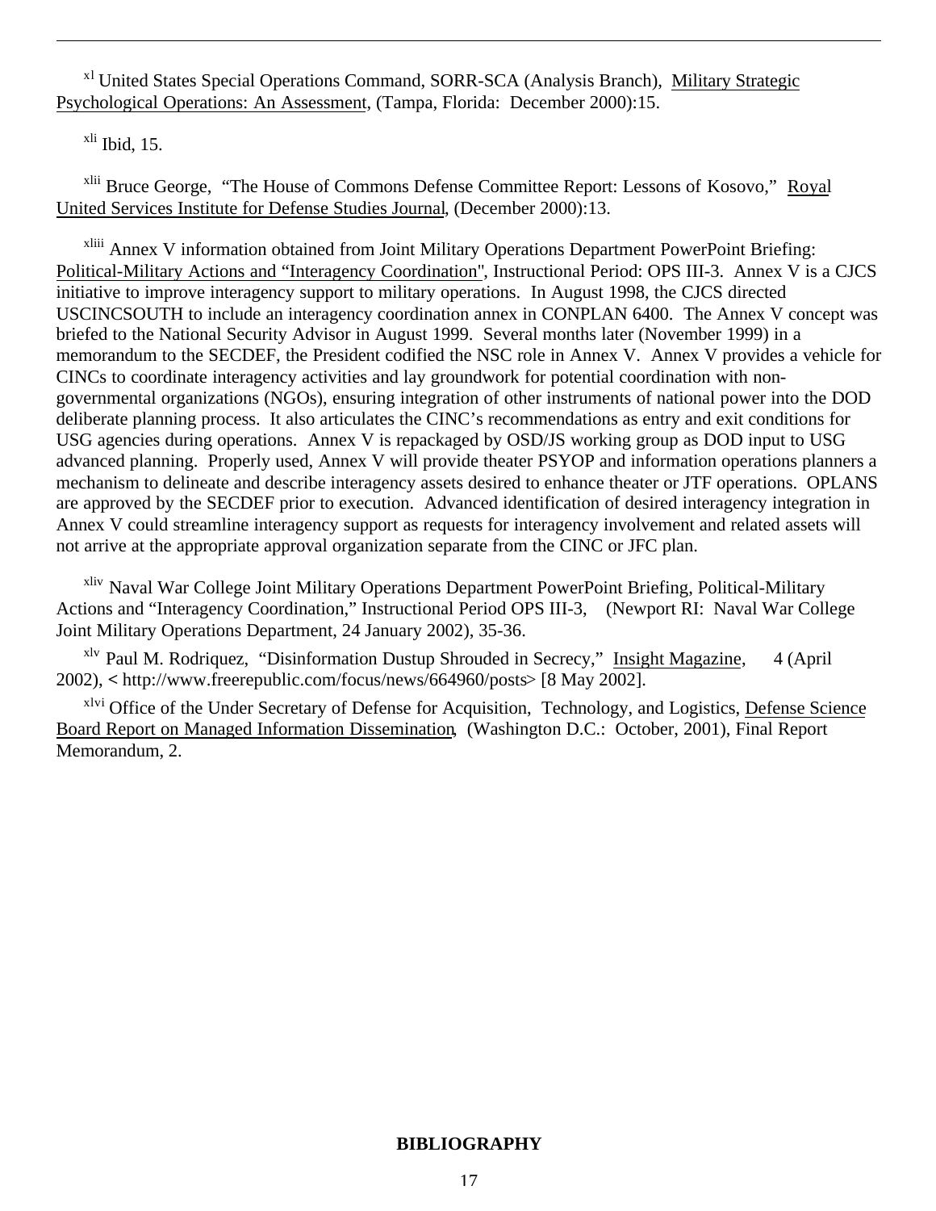[xl] United States Special Operations Command, SORR-SCA (Analysis Branch), Military Strategic Psychological Operations: An Assessment, (Tampa, Florida: December 2000):15.

[xli] Ibid, 15.

[xlii] Bruce George, "The House of Commons Defense Committee Report: Lessons of Kosovo," Royal United Services Institute for Defense Studies Journal, (December 2000):13.

[xliii] Annex V information obtained from Joint Military Operations Department PowerPoint Briefing: Political-Military Actions and "Interagency Coordination", Instructional Period: OPS III-3. Annex V is a CJCS initiative to improve interagency support to military operations. In August 1998, the CJCS directed USCINCSOUTH to include an interagency coordination annex in CONPLAN 6400. The Annex V concept was briefed to the National Security Advisor in August 1999. Several months later (November 1999) in a memorandum to the SECDEF, the President codified the NSC role in Annex V. Annex V provides a vehicle for CINCs to coordinate interagency activities and lay groundwork for potential coordination with non-governmental organizations (NGOs), ensuring integration of other instruments of national power into the DOD deliberate planning process. It also articulates the CINC's recommendations as entry and exit conditions for USG agencies during operations. Annex V is repackaged by OSD/JS working group as DOD input to USG advanced planning. Properly used, Annex V will provide theater PSYOP and information operations planners a mechanism to delineate and describe interagency assets desired to enhance theater or JTF operations. OPLANS are approved by the SECDEF prior to execution. Advanced identification of desired interagency integration in Annex V could streamline interagency support as requests for interagency involvement and related assets will not arrive at the appropriate approval organization separate from the CINC or JFC plan.

[xliv] Naval War College Joint Military Operations Department PowerPoint Briefing, Political-Military Actions and "Interagency Coordination," Instructional Period OPS III-3, (Newport RI: Naval War College Joint Military Operations Department, 24 January 2002), 35-36.

[xlv] Paul M. Rodriquez, "Disinformation Dustup Shrouded in Secrecy," Insight Magazine, 4 (April 2002), < http://www.freerepublic.com/focus/news/664960/posts> [8 May 2002].

[xlvi] Office of the Under Secretary of Defense for Acquisition, Technology, and Logistics, Defense Science Board Report on Managed Information Dissemination, (Washington D.C.: October, 2001), Final Report Memorandum, 2.

**BIBLIOGRAPHY**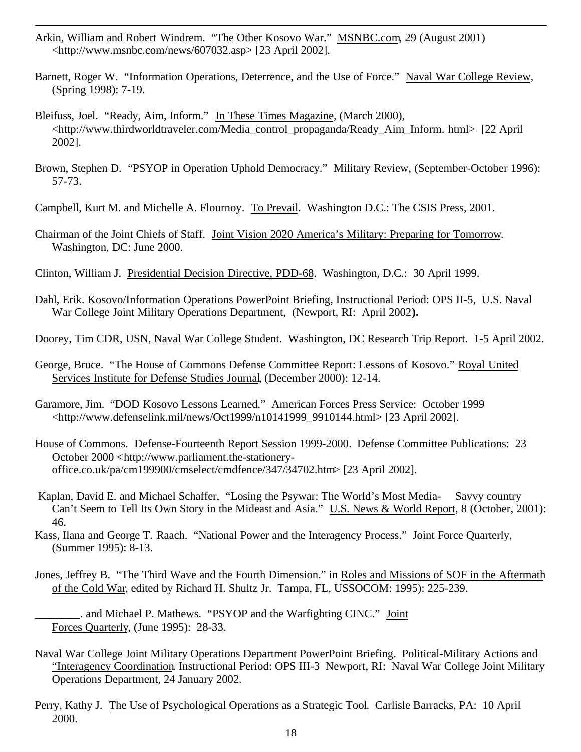Arkin, William and Robert Windrem. "The Other Kosovo War." MSNBC.com, 29 (August 2001) <http://www.msnbc.com/news/607032.asp> [23 April 2002].

Barnett, Roger W. "Information Operations, Deterrence, and the Use of Force." Naval War College Review, (Spring 1998): 7-19.

Bleifuss, Joel. "Ready, Aim, Inform." In These Times Magazine, (March 2000), <http://www.thirdworldtraveler.com/Media_control_propaganda/Ready_Aim_Inform. html> [22 April 2002].

Brown, Stephen D. "PSYOP in Operation Uphold Democracy." Military Review, (September-October 1996): 57-73.

Campbell, Kurt M. and Michelle A. Flournoy. To Prevail. Washington D.C.: The CSIS Press, 2001.

Chairman of the Joint Chiefs of Staff. Joint Vision 2020 America's Military: Preparing for Tomorrow. Washington, DC: June 2000.

Clinton, William J. Presidential Decision Directive, PDD-68. Washington, D.C.: 30 April 1999.

Dahl, Erik. Kosovo/Information Operations PowerPoint Briefing, Instructional Period: OPS II-5, U.S. Naval War College Joint Military Operations Department, (Newport, RI: April 2002**).**

Doorey, Tim CDR, USN, Naval War College Student. Washington, DC Research Trip Report. 1-5 April 2002.

George, Bruce. "The House of Commons Defense Committee Report: Lessons of Kosovo." Royal United Services Institute for Defense Studies Journal, (December 2000): 12-14.

Garamore, Jim. "DOD Kosovo Lessons Learned." American Forces Press Service: October 1999 <http://www.defenselink.mil/news/Oct1999/n10141999_9910144.html> [23 April 2002].

House of Commons. Defense-Fourteenth Report Session 1999-2000. Defense Committee Publications: 23 October 2000 <http://www.parliament.the-stationery-office.co.uk/pa/cm199900/cmselect/cmdfence/347/34702.htm> [23 April 2002].

Kaplan, David E. and Michael Schaffer, "Losing the Psywar: The World's Most Media- Savvy country Can't Seem to Tell Its Own Story in the Mideast and Asia." U.S. News & World Report, 8 (October, 2001): 46.

Kass, Ilana and George T. Raach. "National Power and the Interagency Process." Joint Force Quarterly, (Summer 1995): 8-13.

Jones, Jeffrey B. "The Third Wave and the Fourth Dimension." in Roles and Missions of SOF in the Aftermath of the Cold War, edited by Richard H. Shultz Jr. Tampa, FL, USSOCOM: 1995): 225-239.

________. and Michael P. Mathews. "PSYOP and the Warfighting CINC." Joint Forces Quarterly, (June 1995): 28-33.

Naval War College Joint Military Operations Department PowerPoint Briefing. Political-Military Actions and "Interagency Coordination. Instructional Period: OPS III-3 Newport, RI: Naval War College Joint Military Operations Department, 24 January 2002.

Perry, Kathy J. The Use of Psychological Operations as a Strategic Tool. Carlisle Barracks, PA: 10 April 2000.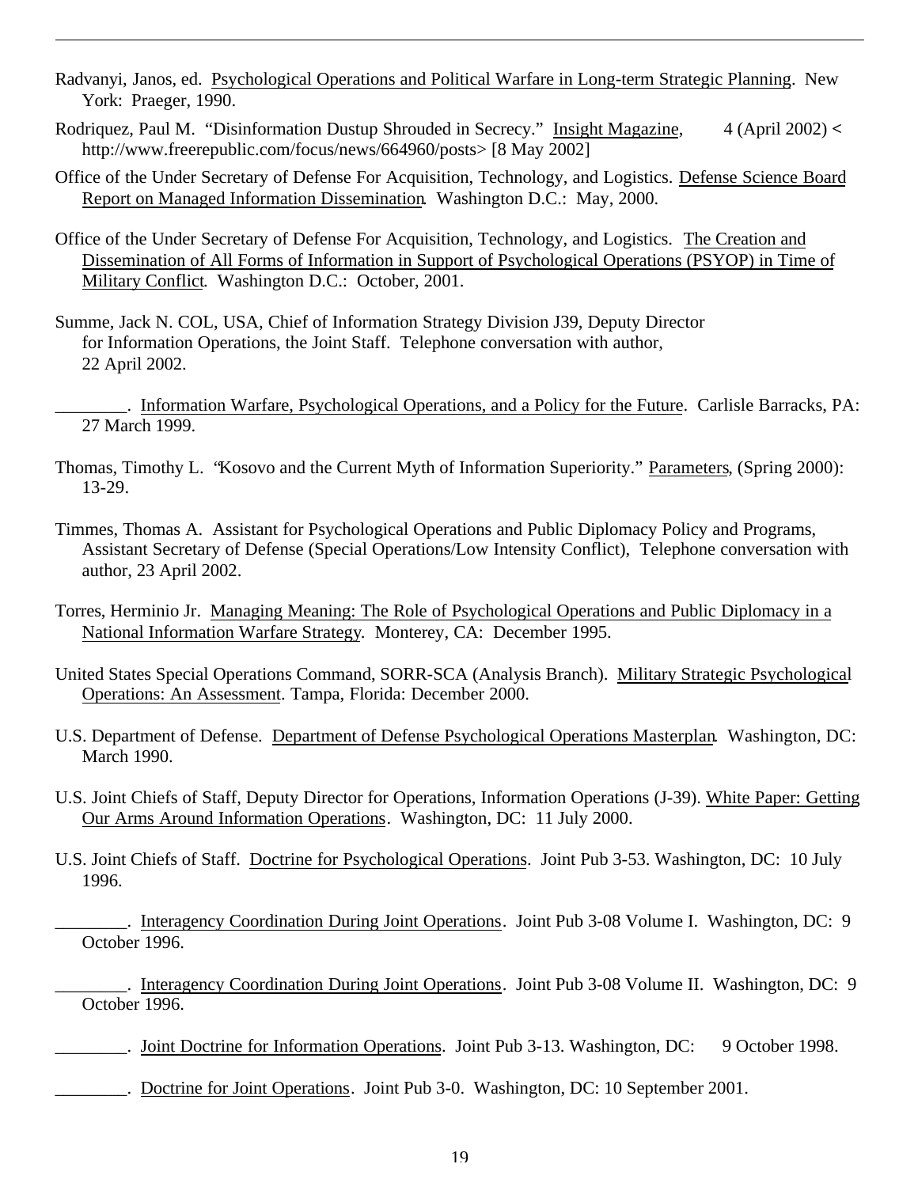Radvanyi, Janos, ed. Psychological Operations and Political Warfare in Long-term Strategic Planning. New York: Praeger, 1990.

Rodriquez, Paul M. "Disinformation Dustup Shrouded in Secrecy." Insight Magazine, 4 (April 2002) < http://www.freerepublic.com/focus/news/664960/posts> [8 May 2002]

Office of the Under Secretary of Defense For Acquisition, Technology, and Logistics. Defense Science Board Report on Managed Information Dissemination. Washington D.C.: May, 2000.

Office of the Under Secretary of Defense For Acquisition, Technology, and Logistics. The Creation and Dissemination of All Forms of Information in Support of Psychological Operations (PSYOP) in Time of Military Conflict. Washington D.C.: October, 2001.

Summe, Jack N. COL, USA, Chief of Information Strategy Division J39, Deputy Director for Information Operations, the Joint Staff. Telephone conversation with author, 22 April 2002.

________. Information Warfare, Psychological Operations, and a Policy for the Future. Carlisle Barracks, PA: 27 March 1999.

Thomas, Timothy L. "Kosovo and the Current Myth of Information Superiority." Parameters, (Spring 2000): 13-29.

Timmes, Thomas A. Assistant for Psychological Operations and Public Diplomacy Policy and Programs, Assistant Secretary of Defense (Special Operations/Low Intensity Conflict), Telephone conversation with author, 23 April 2002.

Torres, Herminio Jr. Managing Meaning: The Role of Psychological Operations and Public Diplomacy in a National Information Warfare Strategy. Monterey, CA: December 1995.

United States Special Operations Command, SORR-SCA (Analysis Branch). Military Strategic Psychological Operations: An Assessment. Tampa, Florida: December 2000.

U.S. Department of Defense. Department of Defense Psychological Operations Masterplan. Washington, DC: March 1990.

U.S. Joint Chiefs of Staff, Deputy Director for Operations, Information Operations (J-39). White Paper: Getting Our Arms Around Information Operations. Washington, DC: 11 July 2000.

U.S. Joint Chiefs of Staff. Doctrine for Psychological Operations. Joint Pub 3-53. Washington, DC: 10 July 1996.

________. Interagency Coordination During Joint Operations. Joint Pub 3-08 Volume I. Washington, DC: 9 October 1996.

________. Interagency Coordination During Joint Operations. Joint Pub 3-08 Volume II. Washington, DC: 9 October 1996.

________. Joint Doctrine for Information Operations. Joint Pub 3-13. Washington, DC: 9 October 1998.

________. Doctrine for Joint Operations. Joint Pub 3-0. Washington, DC: 10 September 2001.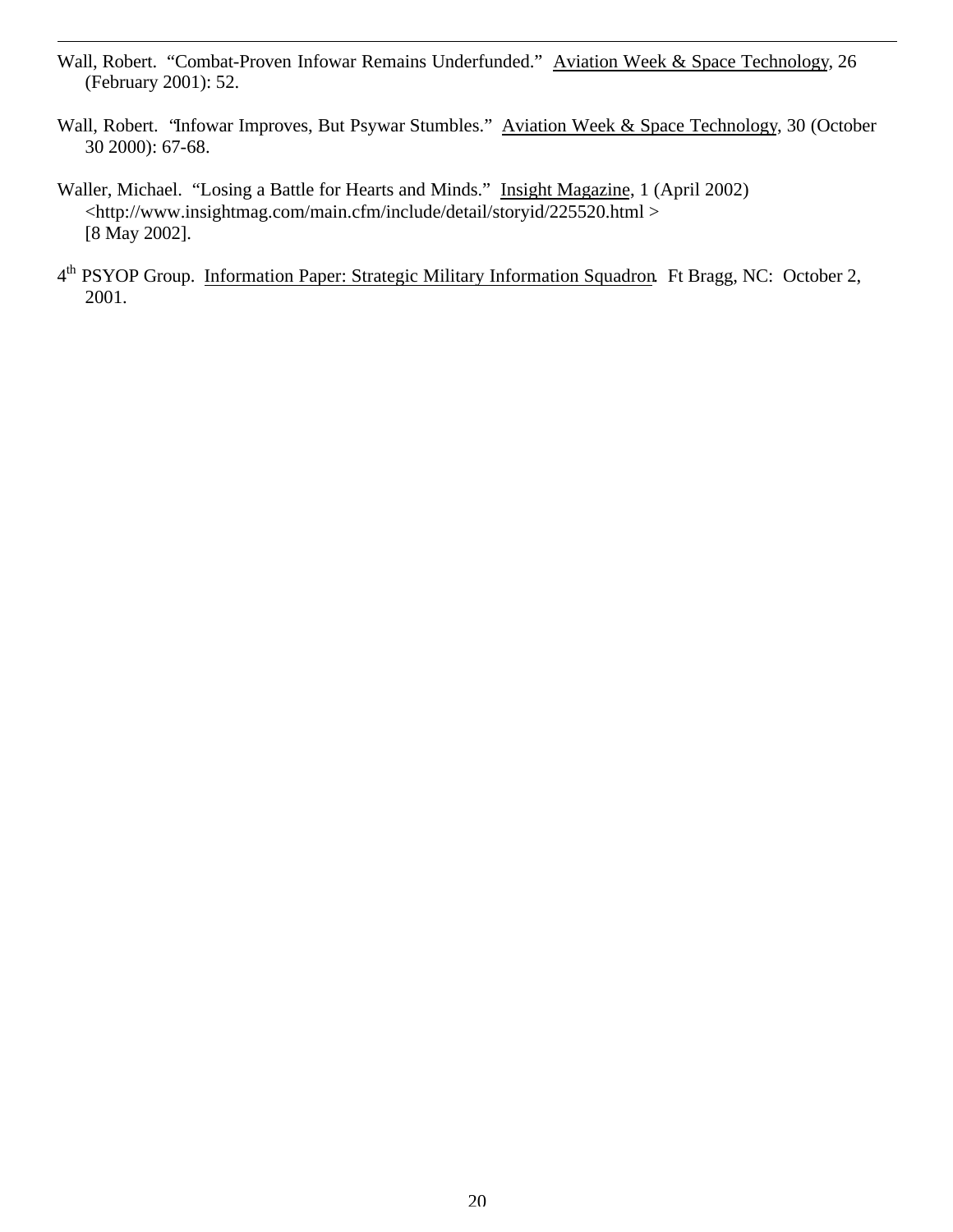Wall, Robert. "Combat-Proven Infowar Remains Underfunded." Aviation Week & Space Technology, 26 (February 2001): 52.

Wall, Robert. "Infowar Improves, But Psywar Stumbles." Aviation Week & Space Technology, 30 (October 30 2000): 67-68.

Waller, Michael. "Losing a Battle for Hearts and Minds." Insight Magazine, 1 (April 2002) <http://www.insightmag.com/main.cfm/include/detail/storyid/225520.html > [8 May 2002].

4th PSYOP Group. Information Paper: Strategic Military Information Squadron. Ft Bragg, NC: October 2, 2001.